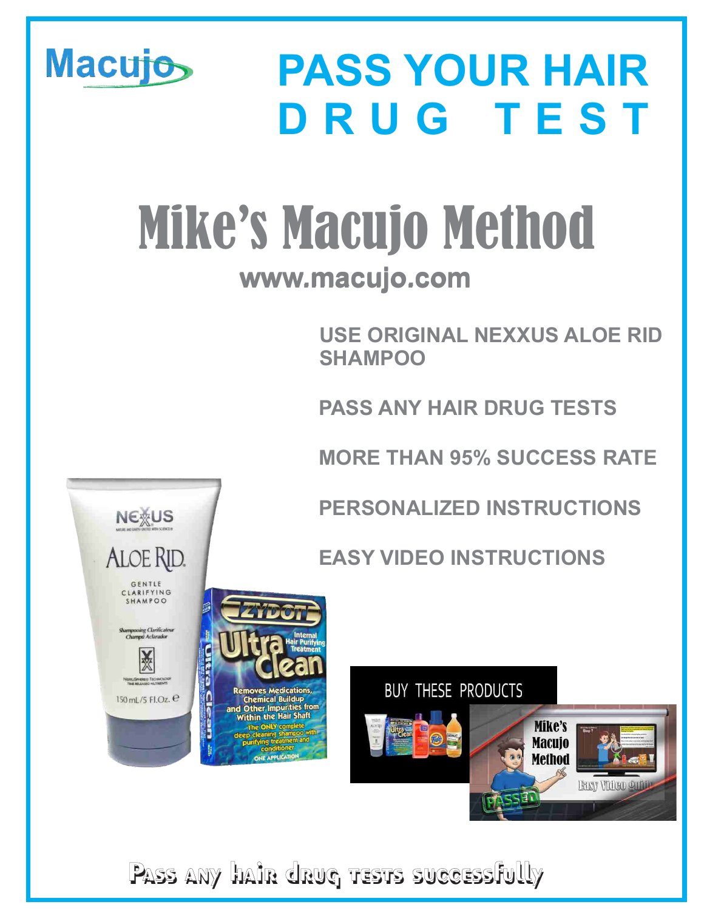Macujo

# PASS YOUR HAIR DRUG TEST

# Mike's Macujo Method

**www.macujo.com**

**USE ORIGINAL NEXXUS ALOE RID SHAMPOO**

**PASS ANY HAIR DRUG TESTS**

**MORE THAN 95% SUCCESS RATE**

**PERSONALIZED INSTRUCTIONS**

**EASY VIDEO INSTRUCTIONS**

BUY THESE PRODUCTS

**Pass any hair drug tests successfully**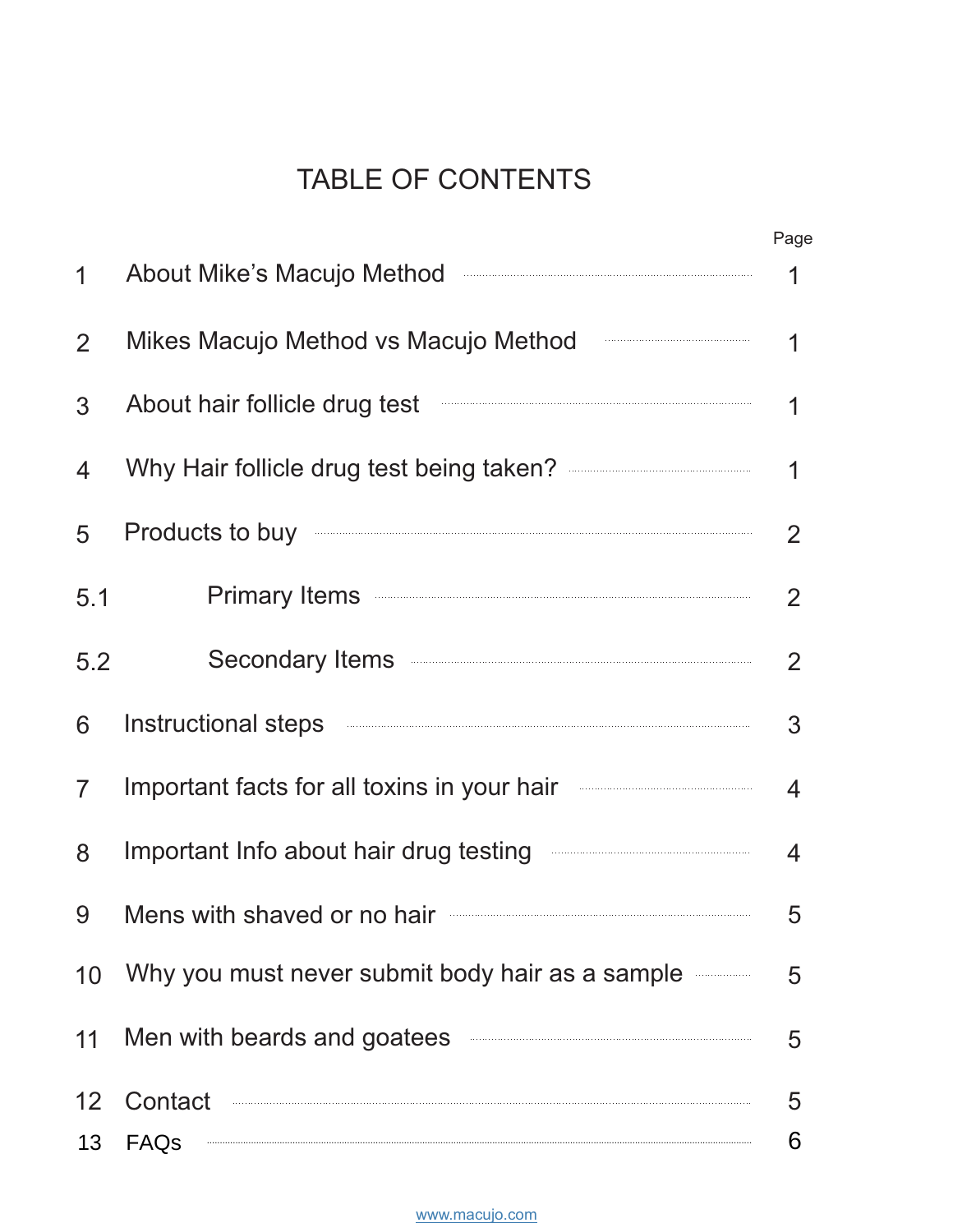# TABLE OF CONTENTS

| | | Page |
|---|---|---|
| 1 | About Mike's Macujo Method | 1 |
| 2 | Mikes Macujo Method vs Macujo Method | 1 |
| 3 | About hair follicle drug test | 1 |
| 4 | Why Hair follicle drug test being taken? | 1 |
| 5 | Products to buy | 2 |
| 5.1 | Primary Items | 2 |
| 5.2 | Secondary Items | 2 |
| 6 | Instructional steps | 3 |
| 7 | Important facts for all toxins in your hair | 4 |
| 8 | Important Info about hair drug testing | 4 |
| 9 | Mens with shaved or no hair | 5 |
| 10 | Why you must never submit body hair as a sample | 5 |
| 11 | Men with beards and goatees | 5 |
| 12 | Contact | 5 |
| 13 | FAQs | 6 |

www.macujo.com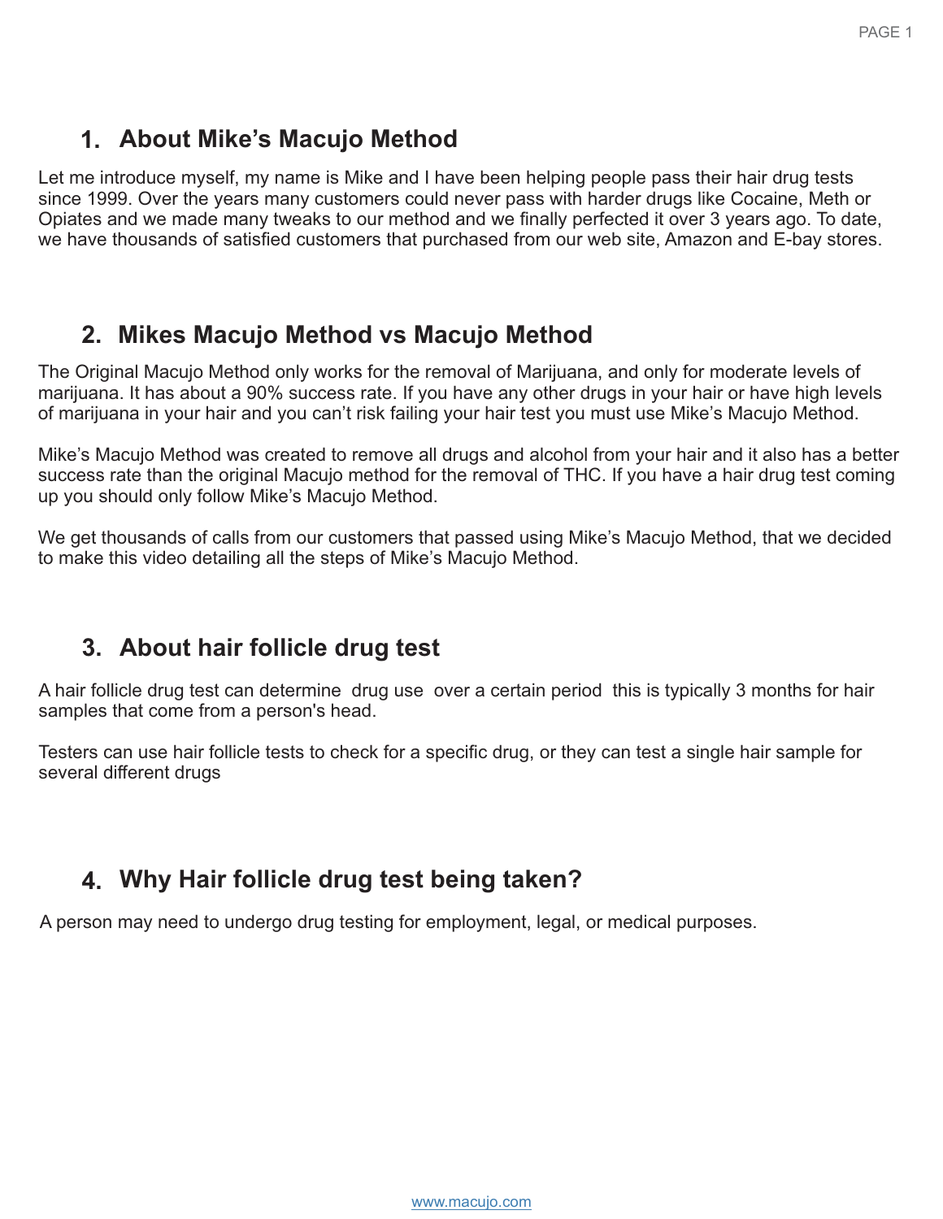## 1. About Mike's Macujo Method

Let me introduce myself, my name is Mike and I have been helping people pass their hair drug tests since 1999. Over the years many customers could never pass with harder drugs like Cocaine, Meth or Opiates and we made many tweaks to our method and we finally perfected it over 3 years ago. To date, we have thousands of satisfied customers that purchased from our web site, Amazon and E-bay stores.

## 2. Mikes Macujo Method vs Macujo Method

The Original Macujo Method only works for the removal of Marijuana, and only for moderate levels of marijuana. It has about a 90% success rate. If you have any other drugs in your hair or have high levels of marijuana in your hair and you can't risk failing your hair test you must use Mike's Macujo Method.

Mike's Macujo Method was created to remove all drugs and alcohol from your hair and it also has a better success rate than the original Macujo method for the removal of THC. If you have a hair drug test coming up you should only follow Mike's Macujo Method.

We get thousands of calls from our customers that passed using Mike's Macujo Method, that we decided to make this video detailing all the steps of Mike's Macujo Method.

## 3. About hair follicle drug test

A hair follicle drug test can determine drug use over a certain period this is typically 3 months for hair samples that come from a person's head.

Testers can use hair follicle tests to check for a specific drug, or they can test a single hair sample for several different drugs

## 4. Why Hair follicle drug test being taken?

A person may need to undergo drug testing for employment, legal, or medical purposes.

[www.macujo.com](http://www.macujo.com)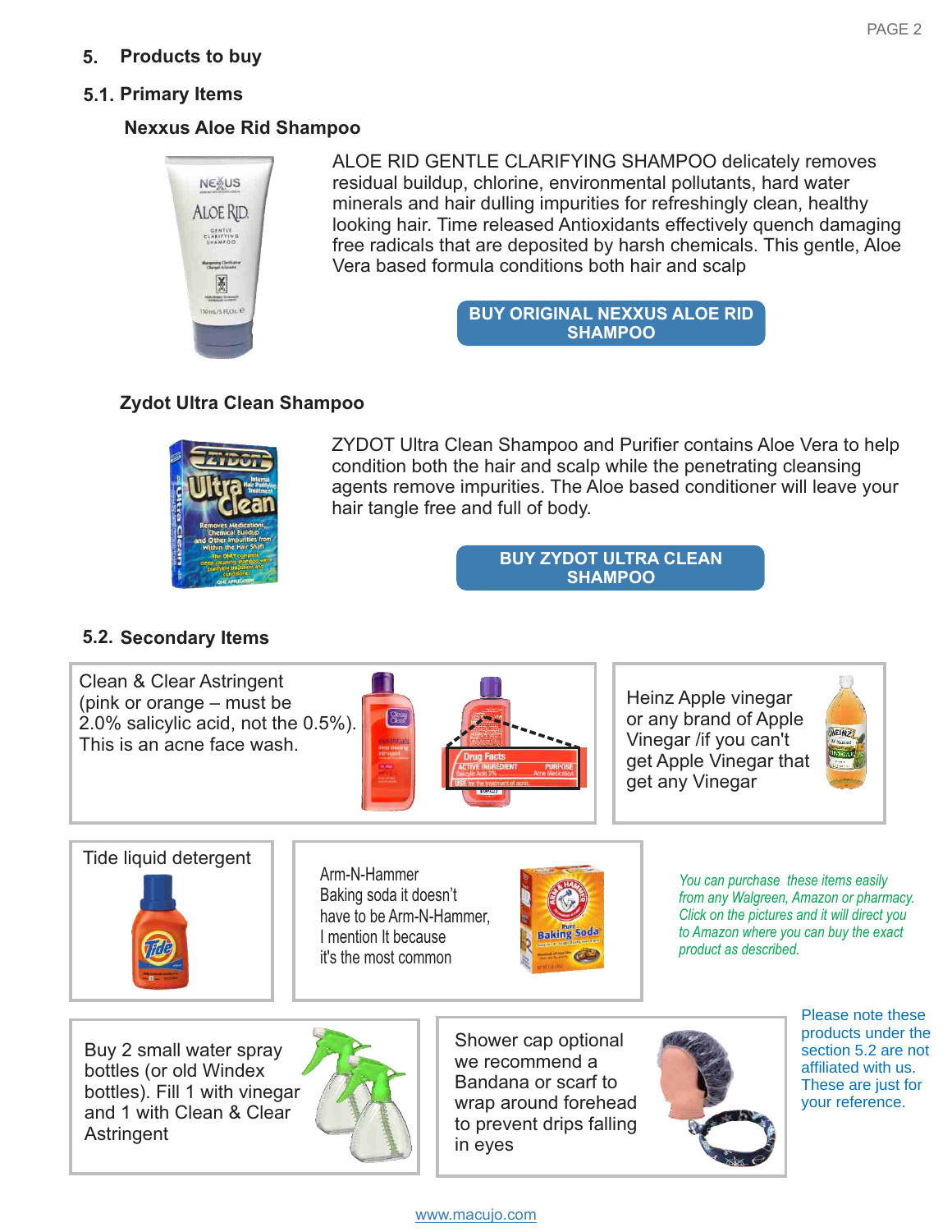## 5. Products to buy

### 5.1. Primary Items

**Nexxus Aloe Rid Shampoo**

ALOE RID GENTLE CLARIFYING SHAMPOO delicately removes residual buildup, chlorine, environmental pollutants, hard water minerals and hair dulling impurities for refreshingly clean, healthy looking hair. Time released Antioxidants effectively quench damaging free radicals that are deposited by harsh chemicals. This gentle, Aloe Vera based formula conditions both hair and scalp

**BUY ORIGINAL NEXXUS ALOE RID SHAMPOO**

**Zydot Ultra Clean Shampoo**

ZYDOT Ultra Clean Shampoo and Purifier contains Aloe Vera to help condition both the hair and scalp while the penetrating cleansing agents remove impurities. The Aloe based conditioner will leave your hair tangle free and full of body.

**BUY ZYDOT ULTRA CLEAN SHAMPOO**

### 5.2. Secondary Items

Clean & Clear Astringent (pink or orange – must be 2.0% salicylic acid, not the 0.5%). This is an acne face wash.

Heinz Apple vinegar or any brand of Apple Vinegar /if you can't get Apple Vinegar that get any Vinegar

Tide liquid detergent

Arm-N-Hammer Baking soda it doesn't have to be Arm-N-Hammer, I mention It because it's the most common

*You can purchase these items easily from any Walgreen, Amazon or pharmacy. Click on the pictures and it will direct you to Amazon where you can buy the exact product as described.*

Buy 2 small water spray bottles (or old Windex bottles). Fill 1 with vinegar and 1 with Clean & Clear Astringent

Shower cap optional we recommend a Bandana or scarf to wrap around forehead to prevent drips falling in eyes

Please note these products under the section 5.2 are not affiliated with us. These are just for your reference.

www.macujo.com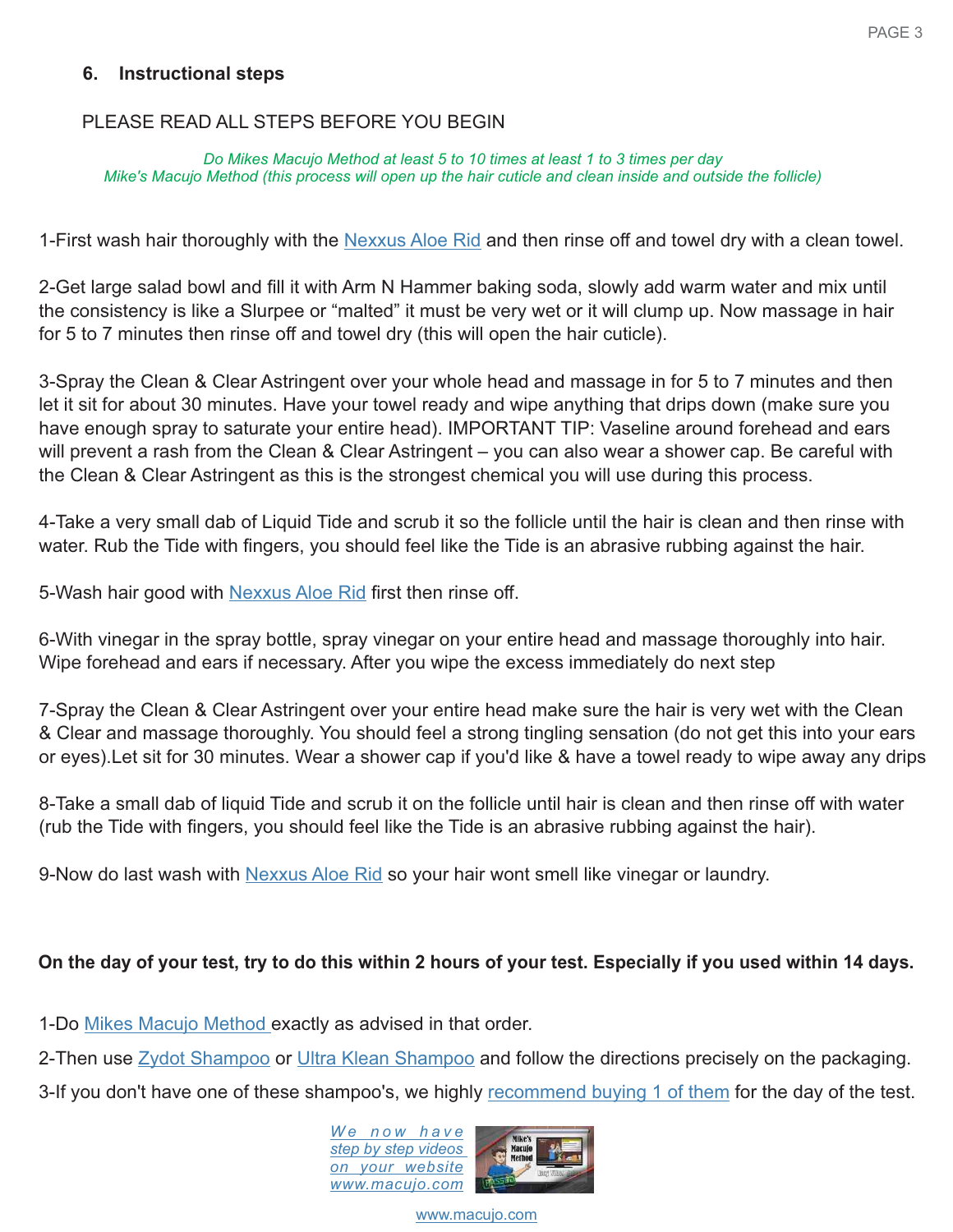### 6. Instructional steps

PLEASE READ ALL STEPS BEFORE YOU BEGIN

*Do Mikes Macujo Method at least 5 to 10 times at least 1 to 3 times per day*
*Mike's Macujo Method (this process will open up the hair cuticle and clean inside and outside the follicle)*

1-First wash hair thoroughly with the Nexxus Aloe Rid and then rinse off and towel dry with a clean towel.

2-Get large salad bowl and fill it with Arm N Hammer baking soda, slowly add warm water and mix until the consistency is like a Slurpee or "malted" it must be very wet or it will clump up. Now massage in hair for 5 to 7 minutes then rinse off and towel dry (this will open the hair cuticle).

3-Spray the Clean & Clear Astringent over your whole head and massage in for 5 to 7 minutes and then let it sit for about 30 minutes. Have your towel ready and wipe anything that drips down (make sure you have enough spray to saturate your entire head). IMPORTANT TIP: Vaseline around forehead and ears will prevent a rash from the Clean & Clear Astringent – you can also wear a shower cap. Be careful with the Clean & Clear Astringent as this is the strongest chemical you will use during this process.

4-Take a very small dab of Liquid Tide and scrub it so the follicle until the hair is clean and then rinse with water. Rub the Tide with fingers, you should feel like the Tide is an abrasive rubbing against the hair.

5-Wash hair good with Nexxus Aloe Rid first then rinse off.

6-With vinegar in the spray bottle, spray vinegar on your entire head and massage thoroughly into hair. Wipe forehead and ears if necessary. After you wipe the excess immediately do next step

7-Spray the Clean & Clear Astringent over your entire head make sure the hair is very wet with the Clean & Clear and massage thoroughly. You should feel a strong tingling sensation (do not get this into your ears or eyes).Let sit for 30 minutes. Wear a shower cap if you'd like & have a towel ready to wipe away any drips

8-Take a small dab of liquid Tide and scrub it on the follicle until hair is clean and then rinse off with water (rub the Tide with fingers, you should feel like the Tide is an abrasive rubbing against the hair).

9-Now do last wash with Nexxus Aloe Rid so your hair wont smell like vinegar or laundry.

**On the day of your test, try to do this within 2 hours of your test. Especially if you used within 14 days.**

1-Do Mikes Macujo Method exactly as advised in that order.

2-Then use Zydot Shampoo or Ultra Klean Shampoo and follow the directions precisely on the packaging.

3-If you don't have one of these shampoo's, we highly recommend buying 1 of them for the day of the test.

*We now have step by step videos on your website www.macujo.com*

www.macujo.com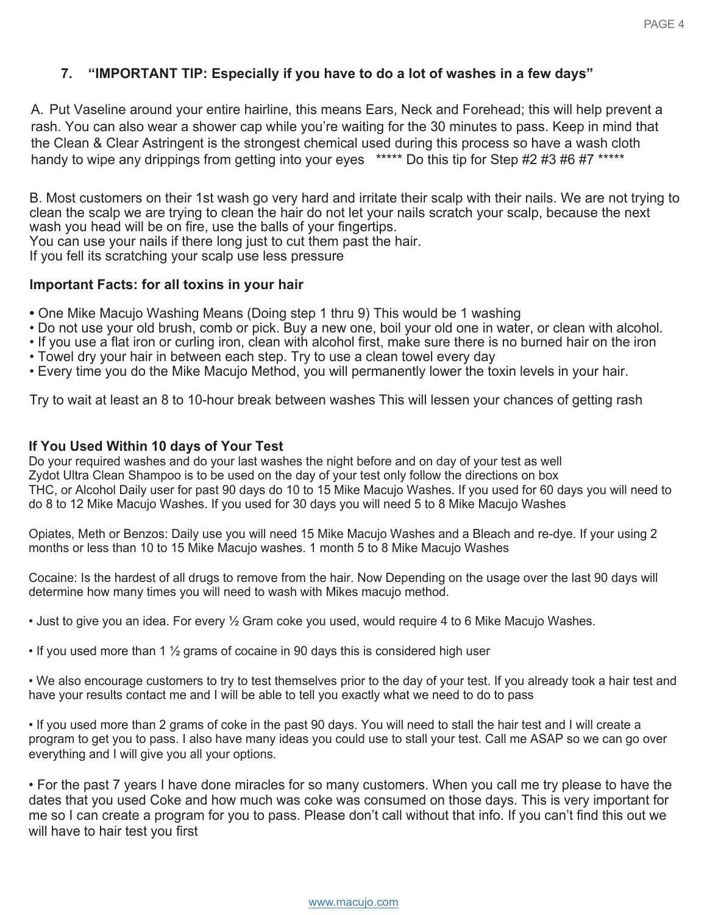### 7. "IMPORTANT TIP: Especially if you have to do a lot of washes in a few days"

A. Put Vaseline around your entire hairline, this means Ears, Neck and Forehead; this will help prevent a rash. You can also wear a shower cap while you're waiting for the 30 minutes to pass. Keep in mind that the Clean & Clear Astringent is the strongest chemical used during this process so have a wash cloth handy to wipe any drippings from getting into your eyes ***** Do this tip for Step #2 #3 #6 #7 *****

B. Most customers on their 1st wash go very hard and irritate their scalp with their nails. We are not trying to clean the scalp we are trying to clean the hair do not let your nails scratch your scalp, because the next wash you head will be on fire, use the balls of your fingertips.
You can use your nails if there long just to cut them past the hair.
If you fell its scratching your scalp use less pressure

**Important Facts: for all toxins in your hair**

- One Mike Macujo Washing Means (Doing step 1 thru 9) This would be 1 washing
- Do not use your old brush, comb or pick. Buy a new one, boil your old one in water, or clean with alcohol.
- If you use a flat iron or curling iron, clean with alcohol first, make sure there is no burned hair on the iron
- Towel dry your hair in between each step. Try to use a clean towel every day
- Every time you do the Mike Macujo Method, you will permanently lower the toxin levels in your hair.

Try to wait at least an 8 to 10-hour break between washes This will lessen your chances of getting rash

**If You Used Within 10 days of Your Test**
Do your required washes and do your last washes the night before and on day of your test as well
Zydot Ultra Clean Shampoo is to be used on the day of your test only follow the directions on box
THC, or Alcohol Daily user for past 90 days do 10 to 15 Mike Macujo Washes. If you used for 60 days you will need to do 8 to 12 Mike Macujo Washes. If you used for 30 days you will need 5 to 8 Mike Macujo Washes

Opiates, Meth or Benzos: Daily use you will need 15 Mike Macujo Washes and a Bleach and re-dye. If your using 2 months or less than 10 to 15 Mike Macujo washes. 1 month 5 to 8 Mike Macujo Washes

Cocaine: Is the hardest of all drugs to remove from the hair. Now Depending on the usage over the last 90 days will determine how many times you will need to wash with Mikes macujo method.

- Just to give you an idea. For every ½ Gram coke you used, would require 4 to 6 Mike Macujo Washes.

- If you used more than 1 ½ grams of cocaine in 90 days this is considered high user

- We also encourage customers to try to test themselves prior to the day of your test. If you already took a hair test and have your results contact me and I will be able to tell you exactly what we need to do to pass

- If you used more than 2 grams of coke in the past 90 days. You will need to stall the hair test and I will create a program to get you to pass. I also have many ideas you could use to stall your test. Call me ASAP so we can go over everything and I will give you all your options.

- For the past 7 years I have done miracles for so many customers. When you call me try please to have the dates that you used Coke and how much was coke was consumed on those days. This is very important for me so I can create a program for you to pass. Please don't call without that info. If you can't find this out we will have to hair test you first

www.macujo.com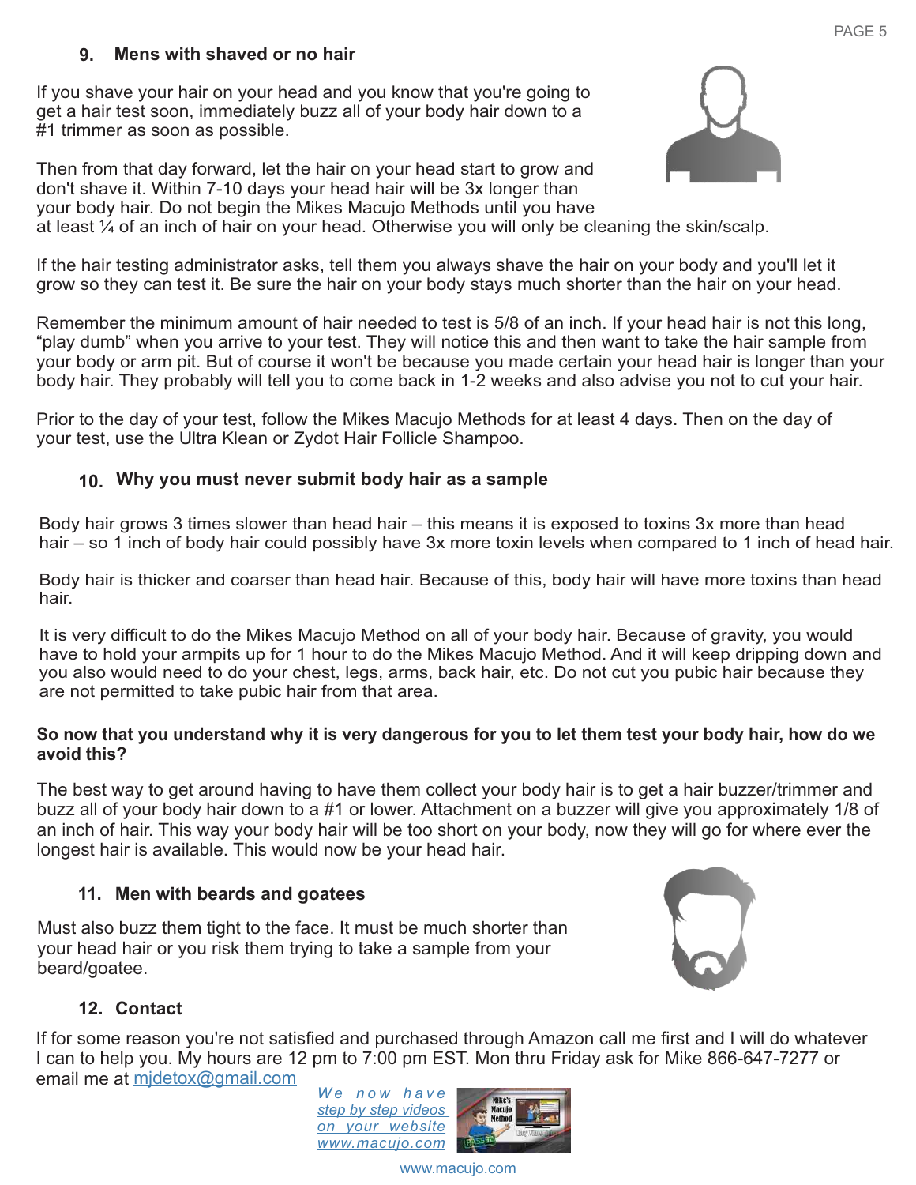## 9. Mens with shaved or no hair

If you shave your hair on your head and you know that you're going to get a hair test soon, immediately buzz all of your body hair down to a #1 trimmer as soon as possible.

Then from that day forward, let the hair on your head start to grow and don't shave it. Within 7-10 days your head hair will be 3x longer than your body hair. Do not begin the Mikes Macujo Methods until you have at least ¼ of an inch of hair on your head. Otherwise you will only be cleaning the skin/scalp.

If the hair testing administrator asks, tell them you always shave the hair on your body and you'll let it grow so they can test it. Be sure the hair on your body stays much shorter than the hair on your head.

Remember the minimum amount of hair needed to test is 5/8 of an inch. If your head hair is not this long, "play dumb" when you arrive to your test. They will notice this and then want to take the hair sample from your body or arm pit. But of course it won't be because you made certain your head hair is longer than your body hair. They probably will tell you to come back in 1-2 weeks and also advise you not to cut your hair.

Prior to the day of your test, follow the Mikes Macujo Methods for at least 4 days. Then on the day of your test, use the Ultra Klean or Zydot Hair Follicle Shampoo.

## 10. Why you must never submit body hair as a sample

Body hair grows 3 times slower than head hair – this means it is exposed to toxins 3x more than head hair – so 1 inch of body hair could possibly have 3x more toxin levels when compared to 1 inch of head hair.

Body hair is thicker and coarser than head hair. Because of this, body hair will have more toxins than head hair.

It is very difficult to do the Mikes Macujo Method on all of your body hair. Because of gravity, you would have to hold your armpits up for 1 hour to do the Mikes Macujo Method. And it will keep dripping down and you also would need to do your chest, legs, arms, back hair, etc. Do not cut you pubic hair because they are not permitted to take pubic hair from that area.

**So now that you understand why it is very dangerous for you to let them test your body hair, how do we avoid this?**

The best way to get around having to have them collect your body hair is to get a hair buzzer/trimmer and buzz all of your body hair down to a #1 or lower. Attachment on a buzzer will give you approximately 1/8 of an inch of hair. This way your body hair will be too short on your body, now they will go for where ever the longest hair is available. This would now be your head hair.

## 11. Men with beards and goatees

Must also buzz them tight to the face. It must be much shorter than your head hair or you risk them trying to take a sample from your beard/goatee.

## 12. Contact

If for some reason you're not satisfied and purchased through Amazon call me first and I will do whatever I can to help you. My hours are 12 pm to 7:00 pm EST. Mon thru Friday ask for Mike 866-647-7277 or email me at mjdetox@gmail.com

*We now have step by step videos on your website www.macujo.com*

www.macujo.com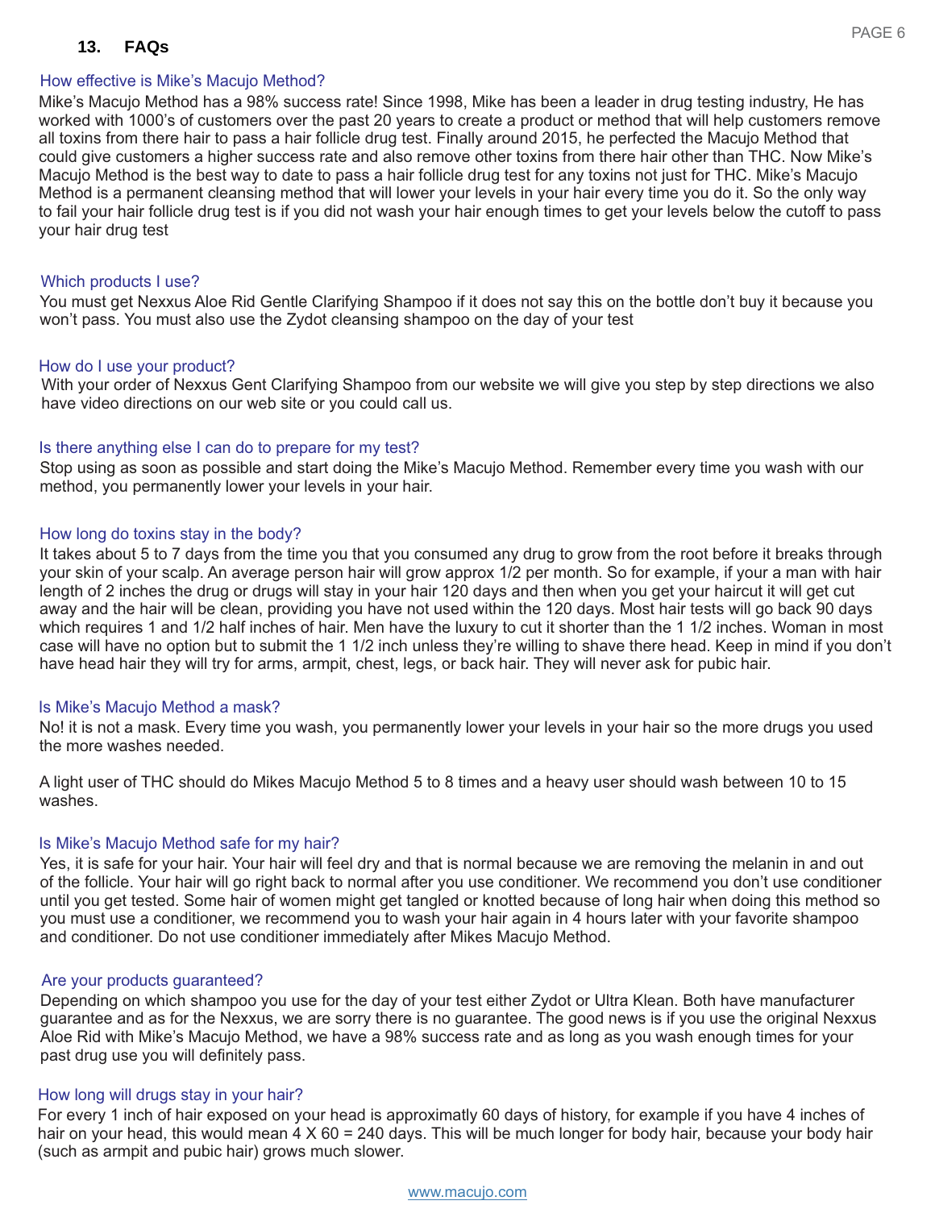## 13. FAQs

### How effective is Mike's Macujo Method?

Mike's Macujo Method has a 98% success rate! Since 1998, Mike has been a leader in drug testing industry, He has worked with 1000's of customers over the past 20 years to create a product or method that will help customers remove all toxins from there hair to pass a hair follicle drug test. Finally around 2015, he perfected the Macujo Method that could give customers a higher success rate and also remove other toxins from there hair other than THC. Now Mike's Macujo Method is the best way to date to pass a hair follicle drug test for any toxins not just for THC. Mike's Macujo Method is a permanent cleansing method that will lower your levels in your hair every time you do it. So the only way to fail your hair follicle drug test is if you did not wash your hair enough times to get your levels below the cutoff to pass your hair drug test

### Which products I use?

You must get Nexxus Aloe Rid Gentle Clarifying Shampoo if it does not say this on the bottle don't buy it because you won't pass. You must also use the Zydot cleansing shampoo on the day of your test

### How do I use your product?

With your order of Nexxus Gent Clarifying Shampoo from our website we will give you step by step directions we also have video directions on our web site or you could call us.

### Is there anything else I can do to prepare for my test?

Stop using as soon as possible and start doing the Mike's Macujo Method. Remember every time you wash with our method, you permanently lower your levels in your hair.

### How long do toxins stay in the body?

It takes about 5 to 7 days from the time you that you consumed any drug to grow from the root before it breaks through your skin of your scalp. An average person hair will grow approx 1/2 per month. So for example, if your a man with hair length of 2 inches the drug or drugs will stay in your hair 120 days and then when you get your haircut it will get cut away and the hair will be clean, providing you have not used within the 120 days. Most hair tests will go back 90 days which requires 1 and 1/2 half inches of hair. Men have the luxury to cut it shorter than the 1 1/2 inches. Woman in most case will have no option but to submit the 1 1/2 inch unless they're willing to shave there head. Keep in mind if you don't have head hair they will try for arms, armpit, chest, legs, or back hair. They will never ask for pubic hair.

### Is Mike's Macujo Method a mask?

No! it is not a mask. Every time you wash, you permanently lower your levels in your hair so the more drugs you used the more washes needed.

A light user of THC should do Mikes Macujo Method 5 to 8 times and a heavy user should wash between 10 to 15 washes.

### Is Mike's Macujo Method safe for my hair?

Yes, it is safe for your hair. Your hair will feel dry and that is normal because we are removing the melanin in and out of the follicle. Your hair will go right back to normal after you use conditioner. We recommend you don't use conditioner until you get tested. Some hair of women might get tangled or knotted because of long hair when doing this method so you must use a conditioner, we recommend you to wash your hair again in 4 hours later with your favorite shampoo and conditioner. Do not use conditioner immediately after Mikes Macujo Method.

### Are your products guaranteed?

Depending on which shampoo you use for the day of your test either Zydot or Ultra Klean. Both have manufacturer guarantee and as for the Nexxus, we are sorry there is no guarantee. The good news is if you use the original Nexxus Aloe Rid with Mike's Macujo Method, we have a 98% success rate and as long as you wash enough times for your past drug use you will definitely pass.

### How long will drugs stay in your hair?

For every 1 inch of hair exposed on your head is approximatly 60 days of history, for example if you have 4 inches of hair on your head, this would mean 4 X 60 = 240 days. This will be much longer for body hair, because your body hair (such as armpit and pubic hair) grows much slower.

www.macujo.com